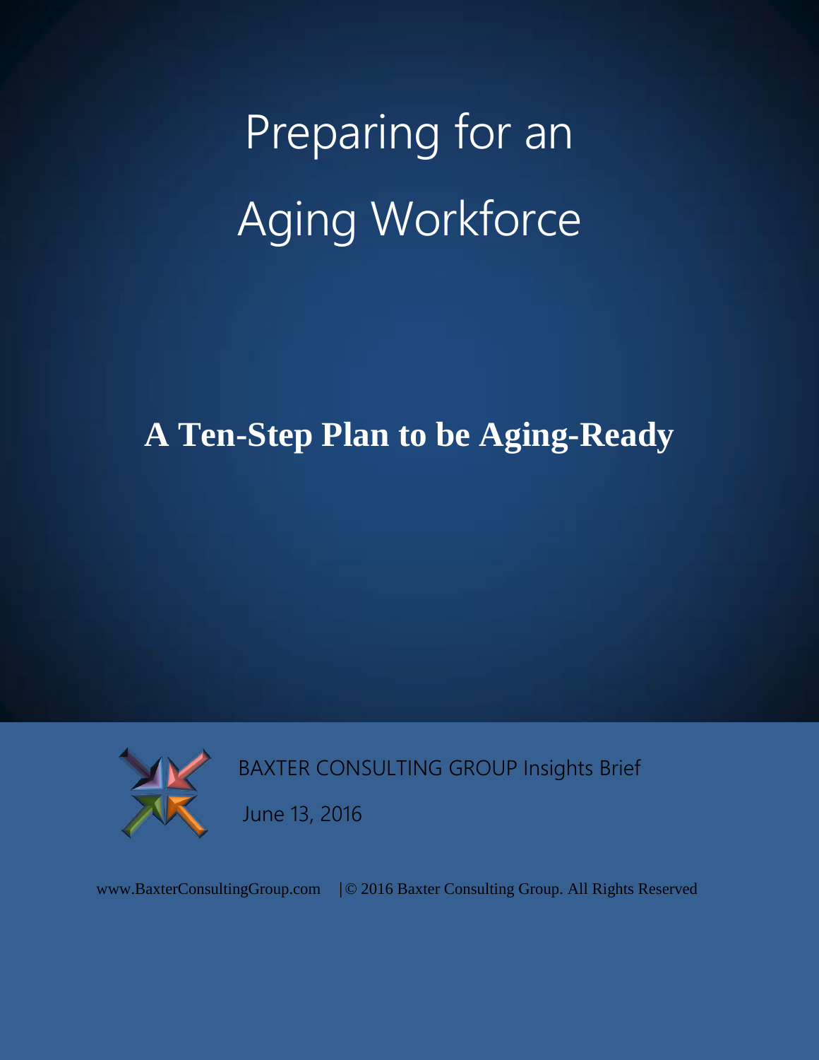# Preparing for an Aging Workforce

## A Ten-Step Plan to be Aging-Ready

BAXTER CONSULTING GROUP Insights Brief

June 13, 2016

www.BaxterConsultingGroup.com | © 2016 Baxter Consulting Group. All Rights Reserved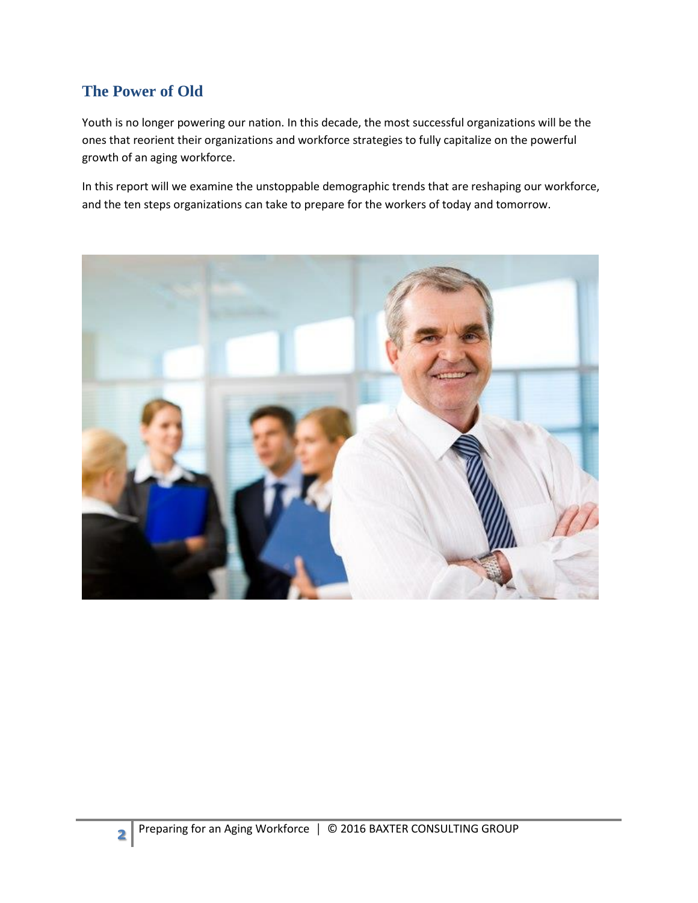## The Power of Old

Youth is no longer powering our nation. In this decade, the most successful organizations will be the ones that reorient their organizations and workforce strategies to fully capitalize on the powerful growth of an aging workforce.

In this report will we examine the unstoppable demographic trends that are reshaping our workforce, and the ten steps organizations can take to prepare for the workers of today and tomorrow.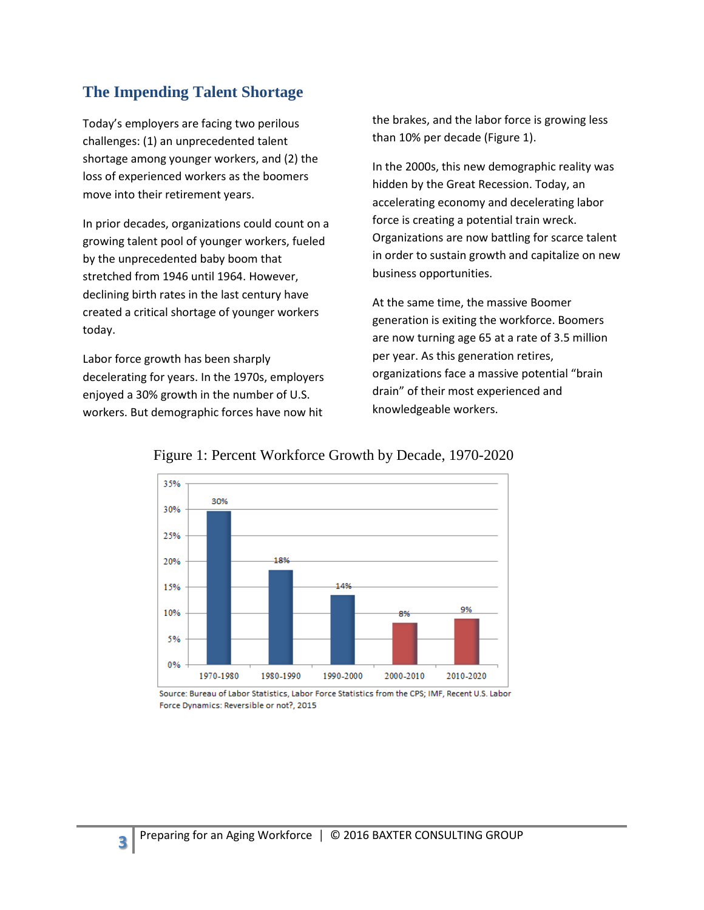## The Impending Talent Shortage

Today's employers are facing two perilous challenges: (1) an unprecedented talent shortage among younger workers, and (2) the loss of experienced workers as the boomers move into their retirement years.

In prior decades, organizations could count on a growing talent pool of younger workers, fueled by the unprecedented baby boom that stretched from 1946 until 1964. However, declining birth rates in the last century have created a critical shortage of younger workers today.

Labor force growth has been sharply decelerating for years. In the 1970s, employers enjoyed a 30% growth in the number of U.S. workers. But demographic forces have now hit the brakes, and the labor force is growing less than 10% per decade (Figure 1).

In the 2000s, this new demographic reality was hidden by the Great Recession. Today, an accelerating economy and decelerating labor force is creating a potential train wreck. Organizations are now battling for scarce talent in order to sustain growth and capitalize on new business opportunities.

At the same time, the massive Boomer generation is exiting the workforce. Boomers are now turning age 65 at a rate of 3.5 million per year. As this generation retires, organizations face a massive potential "brain drain" of their most experienced and knowledgeable workers.

Figure 1: Percent Workforce Growth by Decade, 1970-2020

| Decade | Percent Workforce Growth |
|---|---|
| 1970-1980 | 30% |
| 1980-1990 | 18% |
| 1990-2000 | 14% |
| 2000-2010 | 8% |
| 2010-2020 | 9% |

Source: Bureau of Labor Statistics, Labor Force Statistics from the CPS; IMF, Recent U.S. Labor Force Dynamics: Reversible or not?, 2015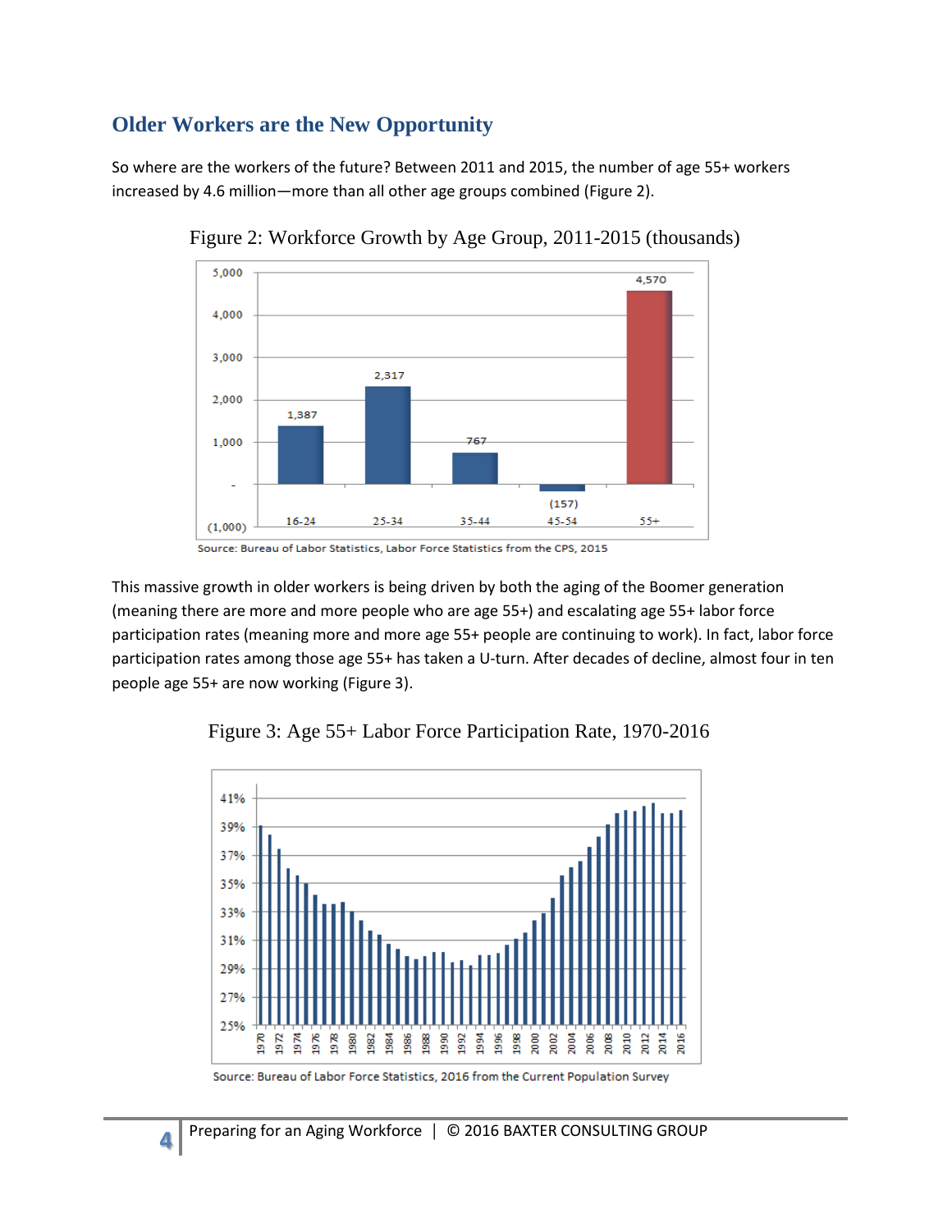## Older Workers are the New Opportunity

So where are the workers of the future? Between 2011 and 2015, the number of age 55+ workers increased by 4.6 million—more than all other age groups combined (Figure 2).

Figure 2: Workforce Growth by Age Group, 2011-2015 (thousands)

| Age Group | Growth (thousands) |
|---|---|
| 16-24 | 1,387 |
| 25-34 | 2,317 |
| 35-44 | 767 |
| 45-54 | (157) |
| 55+ | 4,570 |

Source: Bureau of Labor Statistics, Labor Force Statistics from the CPS, 2015

This massive growth in older workers is being driven by both the aging of the Boomer generation (meaning there are more and more people who are age 55+) and escalating age 55+ labor force participation rates (meaning more and more age 55+ people are continuing to work). In fact, labor force participation rates among those age 55+ has taken a U-turn. After decades of decline, almost four in ten people age 55+ are now working (Figure 3).

Figure 3: Age 55+ Labor Force Participation Rate, 1970-2016

Source: Bureau of Labor Force Statistics, 2016 from the Current Population Survey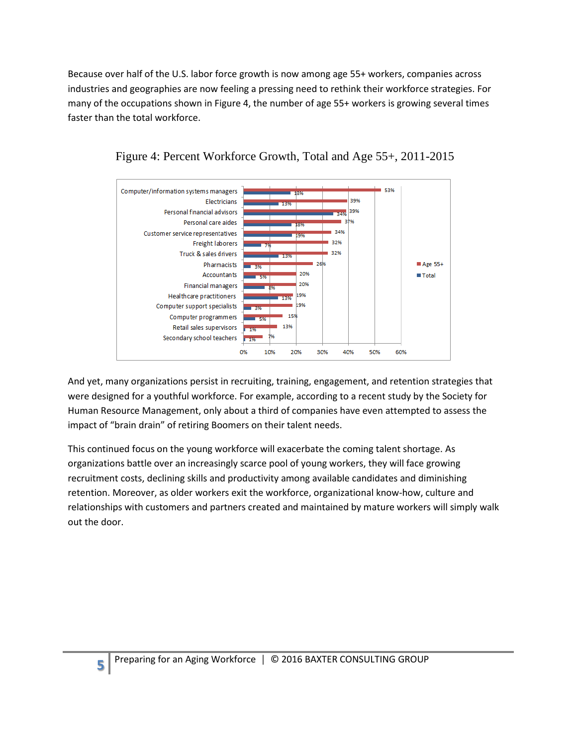Because over half of the U.S. labor force growth is now among age 55+ workers, companies across industries and geographies are now feeling a pressing need to rethink their workforce strategies. For many of the occupations shown in Figure 4, the number of age 55+ workers is growing several times faster than the total workforce.

Figure 4: Percent Workforce Growth, Total and Age 55+, 2011-2015

| Occupation | Age 55+ | Total |
|---|---|---|
| Computer/information systems managers | 53% | 18% |
| Electricians | 39% | 13% |
| Personal financial advisors | 39% | 34% |
| Personal care aides | 37% | 18% |
| Customer service representatives | 34% | 19% |
| Freight laborers | 32% | 7% |
| Truck & sales drivers | 32% | 13% |
| Pharmacists | 26% | 3% |
| Accountants | 20% | 5% |
| Financial managers | 20% | 8% |
| Healthcare practitioners | 19% | 13% |
| Computer support specialists | 19% | 3% |
| Computer programmers | 15% | 5% |
| Retail sales supervisors | 13% | 1% |
| Secondary school teachers | 7% | 1% |

And yet, many organizations persist in recruiting, training, engagement, and retention strategies that were designed for a youthful workforce. For example, according to a recent study by the Society for Human Resource Management, only about a third of companies have even attempted to assess the impact of "brain drain" of retiring Boomers on their talent needs.

This continued focus on the young workforce will exacerbate the coming talent shortage. As organizations battle over an increasingly scarce pool of young workers, they will face growing recruitment costs, declining skills and productivity among available candidates and diminishing retention. Moreover, as older workers exit the workforce, organizational know-how, culture and relationships with customers and partners created and maintained by mature workers will simply walk out the door.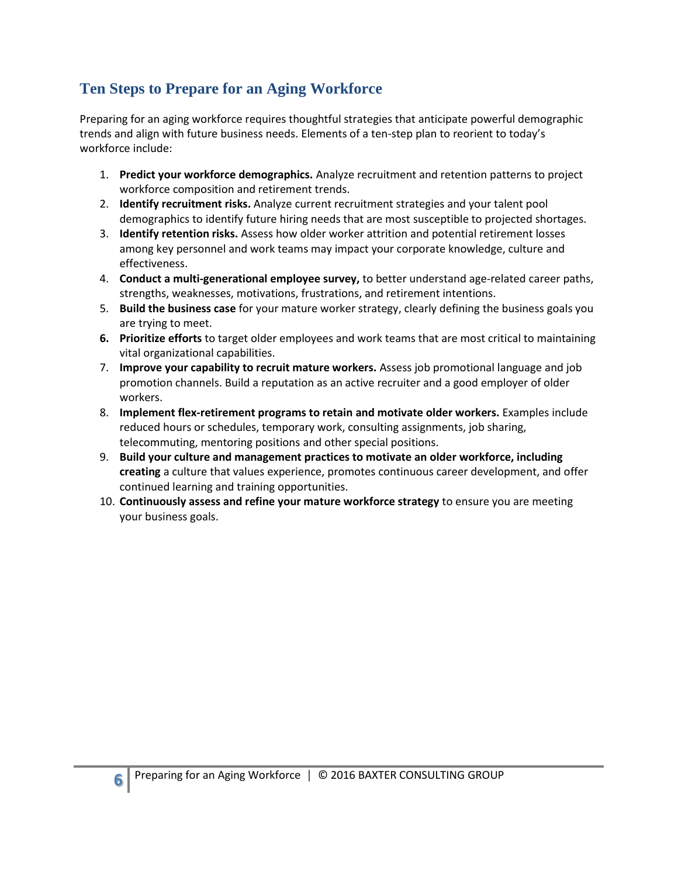## Ten Steps to Prepare for an Aging Workforce

Preparing for an aging workforce requires thoughtful strategies that anticipate powerful demographic trends and align with future business needs. Elements of a ten-step plan to reorient to today's workforce include:

1. **Predict your workforce demographics.** Analyze recruitment and retention patterns to project workforce composition and retirement trends.
2. **Identify recruitment risks.** Analyze current recruitment strategies and your talent pool demographics to identify future hiring needs that are most susceptible to projected shortages.
3. **Identify retention risks.** Assess how older worker attrition and potential retirement losses among key personnel and work teams may impact your corporate knowledge, culture and effectiveness.
4. **Conduct a multi-generational employee survey,** to better understand age-related career paths, strengths, weaknesses, motivations, frustrations, and retirement intentions.
5. **Build the business case** for your mature worker strategy, clearly defining the business goals you are trying to meet.
6. **Prioritize efforts** to target older employees and work teams that are most critical to maintaining vital organizational capabilities.
7. **Improve your capability to recruit mature workers.** Assess job promotional language and job promotion channels. Build a reputation as an active recruiter and a good employer of older workers.
8. **Implement flex-retirement programs to retain and motivate older workers.** Examples include reduced hours or schedules, temporary work, consulting assignments, job sharing, telecommuting, mentoring positions and other special positions.
9. **Build your culture and management practices to motivate an older workforce, including creating** a culture that values experience, promotes continuous career development, and offer continued learning and training opportunities.
10. **Continuously assess and refine your mature workforce strategy** to ensure you are meeting your business goals.